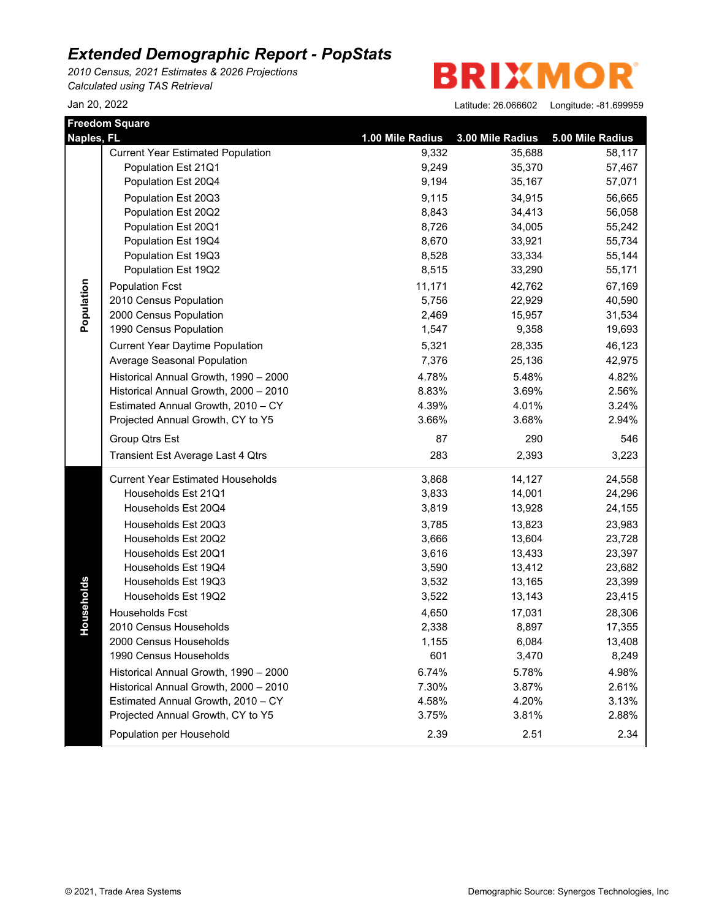# *Extended Demographic Report - PopStats*

*2010 Census, 2021 Estimates & 2026 Projections*
*Calculated using TAS Retrieval*

BRIXMOR

Jan 20, 2022

Latitude: 26.066602 Longitude: -81.699959

**Freedom Square**
**Naples, FL**

| | | 1.00 Mile Radius | 3.00 Mile Radius | 5.00 Mile Radius |
|---|---|---|---|---|
| Population | Current Year Estimated Population | 9,332 | 35,688 | 58,117 |
| | Population Est 21Q1 | 9,249 | 35,370 | 57,467 |
| | Population Est 20Q4 | 9,194 | 35,167 | 57,071 |
| | Population Est 20Q3 | 9,115 | 34,915 | 56,665 |
| | Population Est 20Q2 | 8,843 | 34,413 | 56,058 |
| | Population Est 20Q1 | 8,726 | 34,005 | 55,242 |
| | Population Est 19Q4 | 8,670 | 33,921 | 55,734 |
| | Population Est 19Q3 | 8,528 | 33,334 | 55,144 |
| | Population Est 19Q2 | 8,515 | 33,290 | 55,171 |
| | Population Fcst | 11,171 | 42,762 | 67,169 |
| | 2010 Census Population | 5,756 | 22,929 | 40,590 |
| | 2000 Census Population | 2,469 | 15,957 | 31,534 |
| | 1990 Census Population | 1,547 | 9,358 | 19,693 |
| | Current Year Daytime Population | 5,321 | 28,335 | 46,123 |
| | Average Seasonal Population | 7,376 | 25,136 | 42,975 |
| | Historical Annual Growth, 1990 – 2000 | 4.78% | 5.48% | 4.82% |
| | Historical Annual Growth, 2000 – 2010 | 8.83% | 3.69% | 2.56% |
| | Estimated Annual Growth, 2010 – CY | 4.39% | 4.01% | 3.24% |
| | Projected Annual Growth, CY to Y5 | 3.66% | 3.68% | 2.94% |
| | Group Qtrs Est | 87 | 290 | 546 |
| | Transient Est Average Last 4 Qtrs | 283 | 2,393 | 3,223 |
| Households | Current Year Estimated Households | 3,868 | 14,127 | 24,558 |
| | Households Est 21Q1 | 3,833 | 14,001 | 24,296 |
| | Households Est 20Q4 | 3,819 | 13,928 | 24,155 |
| | Households Est 20Q3 | 3,785 | 13,823 | 23,983 |
| | Households Est 20Q2 | 3,666 | 13,604 | 23,728 |
| | Households Est 20Q1 | 3,616 | 13,433 | 23,397 |
| | Households Est 19Q4 | 3,590 | 13,412 | 23,682 |
| | Households Est 19Q3 | 3,532 | 13,165 | 23,399 |
| | Households Est 19Q2 | 3,522 | 13,143 | 23,415 |
| | Households Fcst | 4,650 | 17,031 | 28,306 |
| | 2010 Census Households | 2,338 | 8,897 | 17,355 |
| | 2000 Census Households | 1,155 | 6,084 | 13,408 |
| | 1990 Census Households | 601 | 3,470 | 8,249 |
| | Historical Annual Growth, 1990 – 2000 | 6.74% | 5.78% | 4.98% |
| | Historical Annual Growth, 2000 – 2010 | 7.30% | 3.87% | 2.61% |
| | Estimated Annual Growth, 2010 – CY | 4.58% | 4.20% | 3.13% |
| | Projected Annual Growth, CY to Y5 | 3.75% | 3.81% | 2.88% |
| | Population per Household | 2.39 | 2.51 | 2.34 |

© 2021, Trade Area Systems

Demographic Source: Synergos Technologies, Inc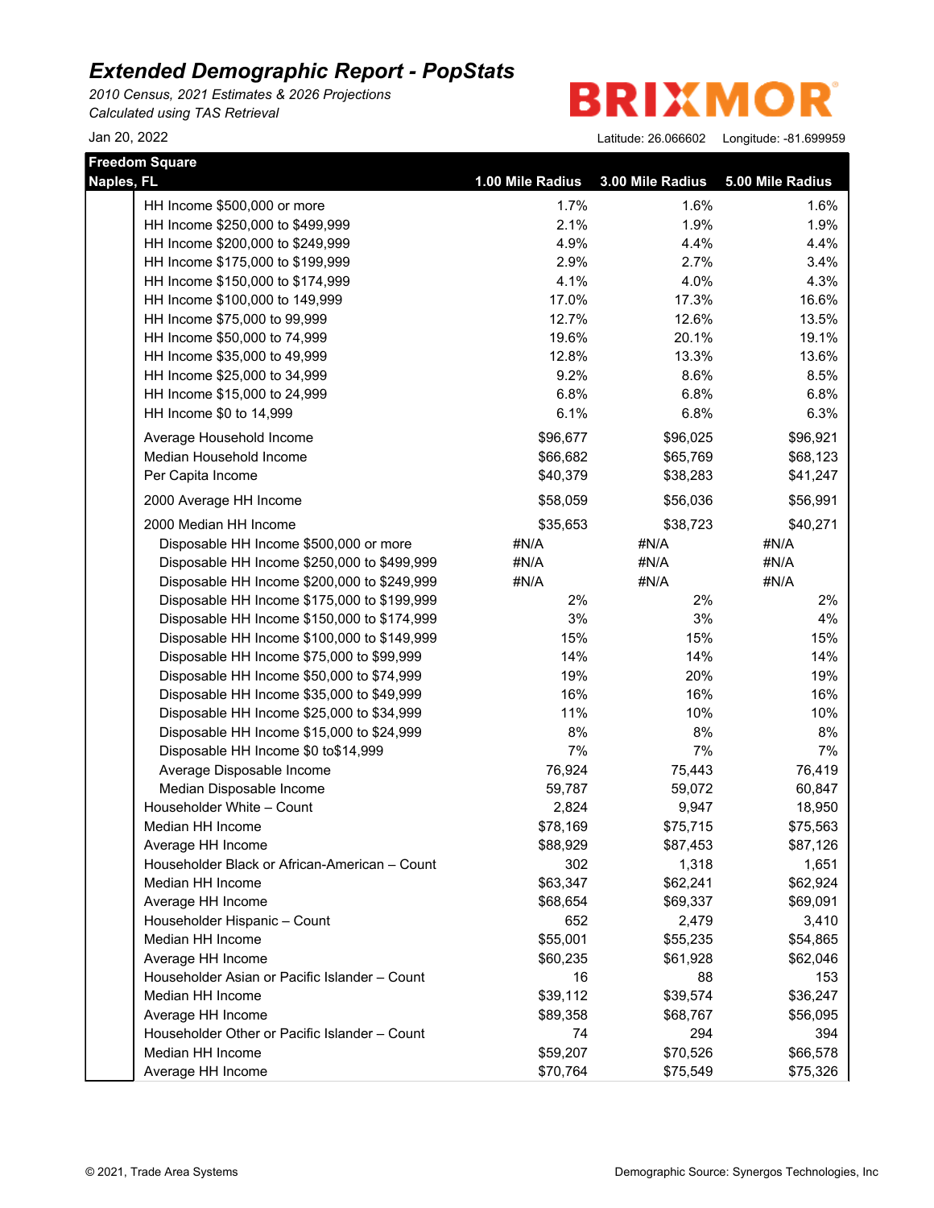# Extended Demographic Report - PopStats

*2010 Census, 2021 Estimates & 2026 Projections*
*Calculated using TAS Retrieval*

Jan 20, 2022

BRIXMOR

Latitude: 26.066602 Longitude: -81.699959

| Freedom Square Naples, FL | 1.00 Mile Radius | 3.00 Mile Radius | 5.00 Mile Radius |
|---|---|---|---|
| HH Income $500,000 or more | 1.7% | 1.6% | 1.6% |
| HH Income $250,000 to $499,999 | 2.1% | 1.9% | 1.9% |
| HH Income $200,000 to $249,999 | 4.9% | 4.4% | 4.4% |
| HH Income $175,000 to $199,999 | 2.9% | 2.7% | 3.4% |
| HH Income $150,000 to $174,999 | 4.1% | 4.0% | 4.3% |
| HH Income $100,000 to 149,999 | 17.0% | 17.3% | 16.6% |
| HH Income $75,000 to 99,999 | 12.7% | 12.6% | 13.5% |
| HH Income $50,000 to 74,999 | 19.6% | 20.1% | 19.1% |
| HH Income $35,000 to 49,999 | 12.8% | 13.3% | 13.6% |
| HH Income $25,000 to 34,999 | 9.2% | 8.6% | 8.5% |
| HH Income $15,000 to 24,999 | 6.8% | 6.8% | 6.8% |
| HH Income $0 to 14,999 | 6.1% | 6.8% | 6.3% |
| Average Household Income | $96,677 | $96,025 | $96,921 |
| Median Household Income | $66,682 | $65,769 | $68,123 |
| Per Capita Income | $40,379 | $38,283 | $41,247 |
| 2000 Average HH Income | $58,059 | $56,036 | $56,991 |
| 2000 Median HH Income | $35,653 | $38,723 | $40,271 |
| Disposable HH Income $500,000 or more | #N/A | #N/A | #N/A |
| Disposable HH Income $250,000 to $499,999 | #N/A | #N/A | #N/A |
| Disposable HH Income $200,000 to $249,999 | #N/A | #N/A | #N/A |
| Disposable HH Income $175,000 to $199,999 | 2% | 2% | 2% |
| Disposable HH Income $150,000 to $174,999 | 3% | 3% | 4% |
| Disposable HH Income $100,000 to $149,999 | 15% | 15% | 15% |
| Disposable HH Income $75,000 to $99,999 | 14% | 14% | 14% |
| Disposable HH Income $50,000 to $74,999 | 19% | 20% | 19% |
| Disposable HH Income $35,000 to $49,999 | 16% | 16% | 16% |
| Disposable HH Income $25,000 to $34,999 | 11% | 10% | 10% |
| Disposable HH Income $15,000 to $24,999 | 8% | 8% | 8% |
| Disposable HH Income $0 to$14,999 | 7% | 7% | 7% |
| Average Disposable Income | 76,924 | 75,443 | 76,419 |
| Median Disposable Income | 59,787 | 59,072 | 60,847 |
| Householder White – Count | 2,824 | 9,947 | 18,950 |
| Median HH Income | $78,169 | $75,715 | $75,563 |
| Average HH Income | $88,929 | $87,453 | $87,126 |
| Householder Black or African-American – Count | 302 | 1,318 | 1,651 |
| Median HH Income | $63,347 | $62,241 | $62,924 |
| Average HH Income | $68,654 | $69,337 | $69,091 |
| Householder Hispanic – Count | 652 | 2,479 | 3,410 |
| Median HH Income | $55,001 | $55,235 | $54,865 |
| Average HH Income | $60,235 | $61,928 | $62,046 |
| Householder Asian or Pacific Islander – Count | 16 | 88 | 153 |
| Median HH Income | $39,112 | $39,574 | $36,247 |
| Average HH Income | $89,358 | $68,767 | $56,095 |
| Householder Other or Pacific Islander – Count | 74 | 294 | 394 |
| Median HH Income | $59,207 | $70,526 | $66,578 |
| Average HH Income | $70,764 | $75,549 | $75,326 |

© 2021, Trade Area Systems

Demographic Source: Synergos Technologies, Inc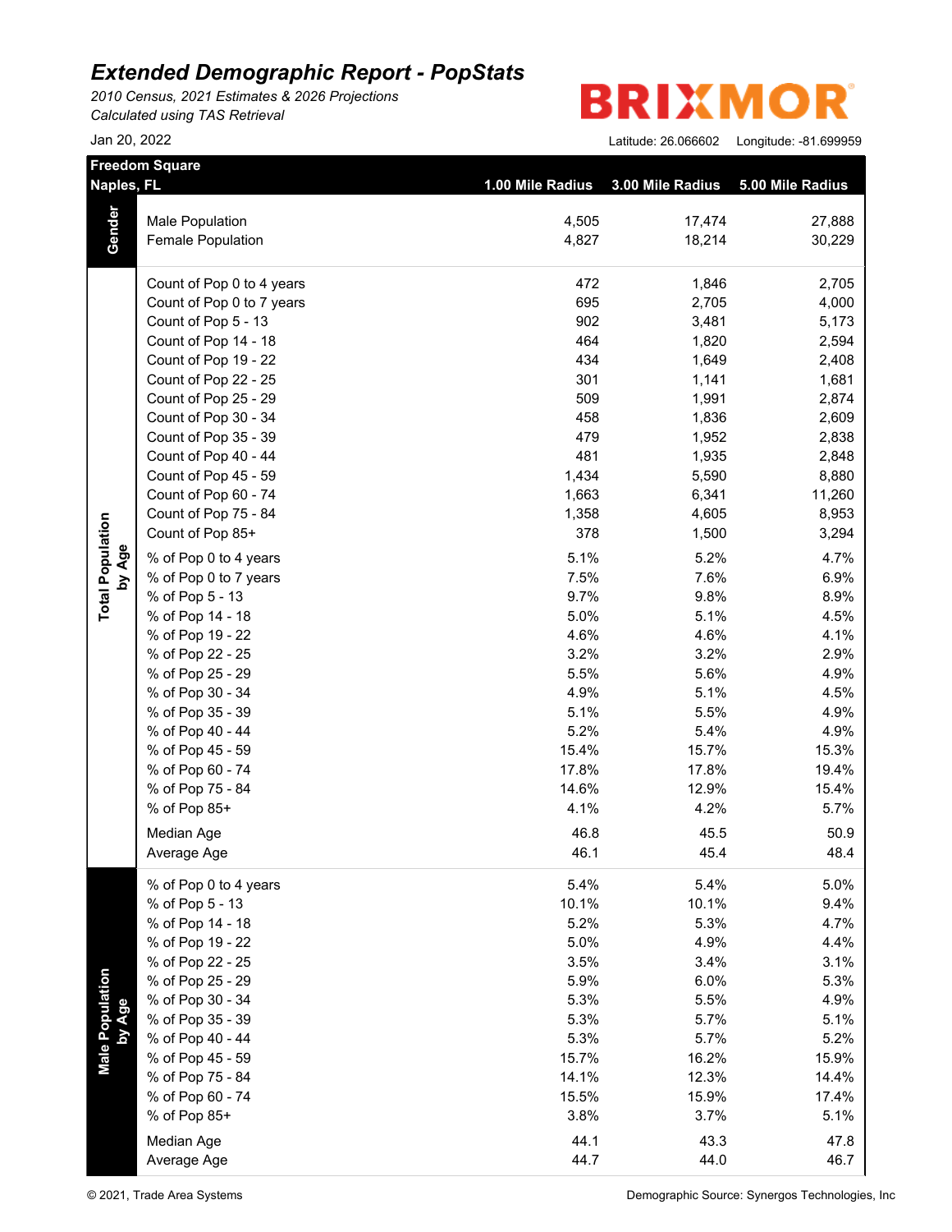# Extended Demographic Report - PopStats

*2010 Census, 2021 Estimates & 2026 Projections*
*Calculated using TAS Retrieval*

BRIXMOR

Jan 20, 2022

Latitude: 26.066602 Longitude: -81.699959

| Freedom Square<br>Naples, FL | | 1.00 Mile Radius | 3.00 Mile Radius | 5.00 Mile Radius |
|---|---|---|---|---|
| Gender | Male Population | 4,505 | 17,474 | 27,888 |
| | Female Population | 4,827 | 18,214 | 30,229 |
| Total Population by Age | Count of Pop 0 to 4 years | 472 | 1,846 | 2,705 |
| | Count of Pop 0 to 7 years | 695 | 2,705 | 4,000 |
| | Count of Pop 5 - 13 | 902 | 3,481 | 5,173 |
| | Count of Pop 14 - 18 | 464 | 1,820 | 2,594 |
| | Count of Pop 19 - 22 | 434 | 1,649 | 2,408 |
| | Count of Pop 22 - 25 | 301 | 1,141 | 1,681 |
| | Count of Pop 25 - 29 | 509 | 1,991 | 2,874 |
| | Count of Pop 30 - 34 | 458 | 1,836 | 2,609 |
| | Count of Pop 35 - 39 | 479 | 1,952 | 2,838 |
| | Count of Pop 40 - 44 | 481 | 1,935 | 2,848 |
| | Count of Pop 45 - 59 | 1,434 | 5,590 | 8,880 |
| | Count of Pop 60 - 74 | 1,663 | 6,341 | 11,260 |
| | Count of Pop 75 - 84 | 1,358 | 4,605 | 8,953 |
| | Count of Pop 85+ | 378 | 1,500 | 3,294 |
| | % of Pop 0 to 4 years | 5.1% | 5.2% | 4.7% |
| | % of Pop 0 to 7 years | 7.5% | 7.6% | 6.9% |
| | % of Pop 5 - 13 | 9.7% | 9.8% | 8.9% |
| | % of Pop 14 - 18 | 5.0% | 5.1% | 4.5% |
| | % of Pop 19 - 22 | 4.6% | 4.6% | 4.1% |
| | % of Pop 22 - 25 | 3.2% | 3.2% | 2.9% |
| | % of Pop 25 - 29 | 5.5% | 5.6% | 4.9% |
| | % of Pop 30 - 34 | 4.9% | 5.1% | 4.5% |
| | % of Pop 35 - 39 | 5.1% | 5.5% | 4.9% |
| | % of Pop 40 - 44 | 5.2% | 5.4% | 4.9% |
| | % of Pop 45 - 59 | 15.4% | 15.7% | 15.3% |
| | % of Pop 60 - 74 | 17.8% | 17.8% | 19.4% |
| | % of Pop 75 - 84 | 14.6% | 12.9% | 15.4% |
| | % of Pop 85+ | 4.1% | 4.2% | 5.7% |
| | Median Age | 46.8 | 45.5 | 50.9 |
| | Average Age | 46.1 | 45.4 | 48.4 |
| Male Population by Age | % of Pop 0 to 4 years | 5.4% | 5.4% | 5.0% |
| | % of Pop 5 - 13 | 10.1% | 10.1% | 9.4% |
| | % of Pop 14 - 18 | 5.2% | 5.3% | 4.7% |
| | % of Pop 19 - 22 | 5.0% | 4.9% | 4.4% |
| | % of Pop 22 - 25 | 3.5% | 3.4% | 3.1% |
| | % of Pop 25 - 29 | 5.9% | 6.0% | 5.3% |
| | % of Pop 30 - 34 | 5.3% | 5.5% | 4.9% |
| | % of Pop 35 - 39 | 5.3% | 5.7% | 5.1% |
| | % of Pop 40 - 44 | 5.3% | 5.7% | 5.2% |
| | % of Pop 45 - 59 | 15.7% | 16.2% | 15.9% |
| | % of Pop 75 - 84 | 14.1% | 12.3% | 14.4% |
| | % of Pop 60 - 74 | 15.5% | 15.9% | 17.4% |
| | % of Pop 85+ | 3.8% | 3.7% | 5.1% |
| | Median Age | 44.1 | 43.3 | 47.8 |
| | Average Age | 44.7 | 44.0 | 46.7 |

© 2021, Trade Area Systems

Demographic Source: Synergos Technologies, Inc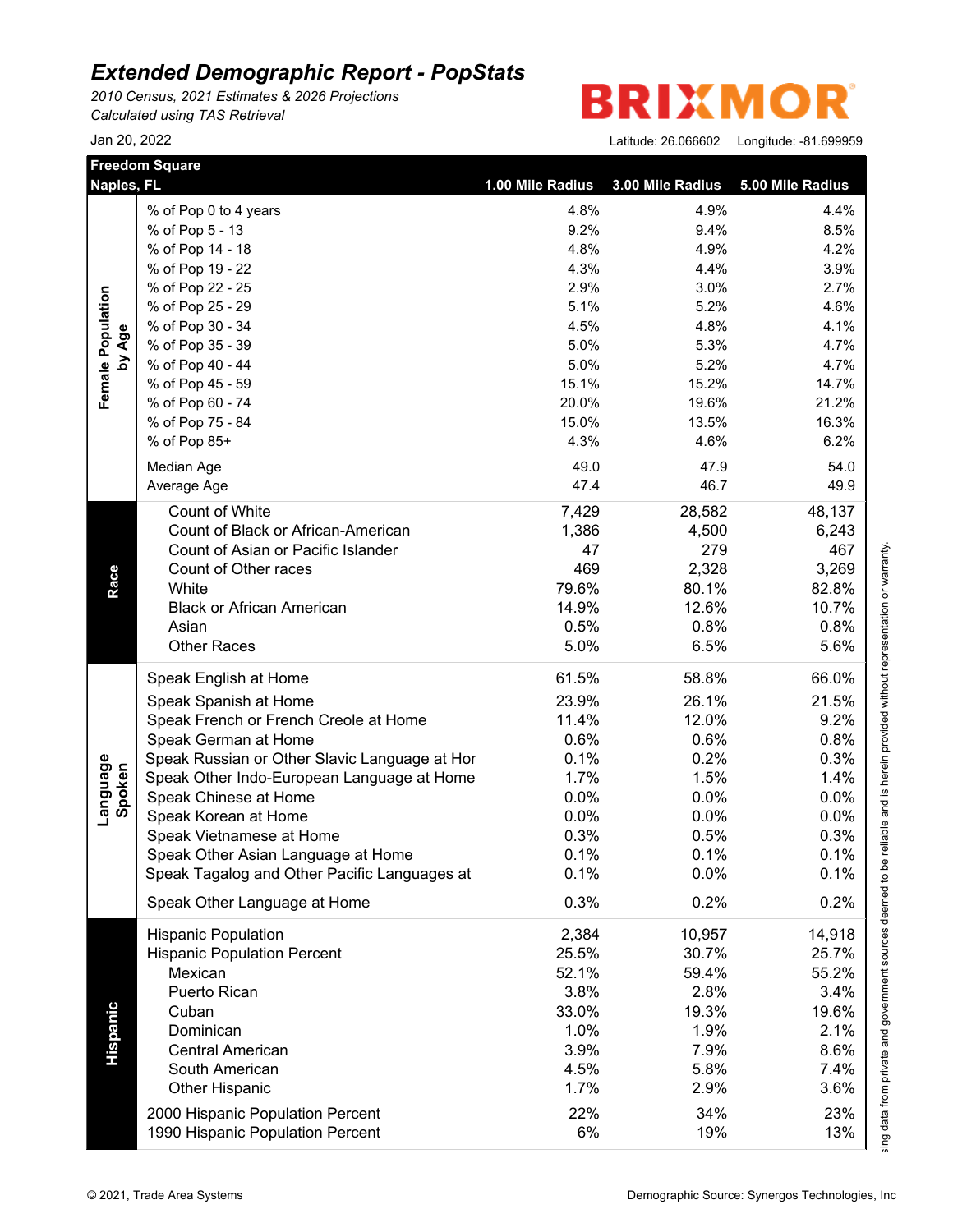# Extended Demographic Report - PopStats

*2010 Census, 2021 Estimates & 2026 Projections*
*Calculated using TAS Retrieval*

Jan 20, 2022

BRIXMOR

Latitude: 26.066602 Longitude: -81.699959

| Freedom Square Naples, FL | | 1.00 Mile Radius | 3.00 Mile Radius | 5.00 Mile Radius |
|---|---|---|---|---|
| Female Population by Age | % of Pop 0 to 4 years | 4.8% | 4.9% | 4.4% |
| | % of Pop 5 - 13 | 9.2% | 9.4% | 8.5% |
| | % of Pop 14 - 18 | 4.8% | 4.9% | 4.2% |
| | % of Pop 19 - 22 | 4.3% | 4.4% | 3.9% |
| | % of Pop 22 - 25 | 2.9% | 3.0% | 2.7% |
| | % of Pop 25 - 29 | 5.1% | 5.2% | 4.6% |
| | % of Pop 30 - 34 | 4.5% | 4.8% | 4.1% |
| | % of Pop 35 - 39 | 5.0% | 5.3% | 4.7% |
| | % of Pop 40 - 44 | 5.0% | 5.2% | 4.7% |
| | % of Pop 45 - 59 | 15.1% | 15.2% | 14.7% |
| | % of Pop 60 - 74 | 20.0% | 19.6% | 21.2% |
| | % of Pop 75 - 84 | 15.0% | 13.5% | 16.3% |
| | % of Pop 85+ | 4.3% | 4.6% | 6.2% |
| | Median Age | 49.0 | 47.9 | 54.0 |
| | Average Age | 47.4 | 46.7 | 49.9 |
| Race | Count of White | 7,429 | 28,582 | 48,137 |
| | Count of Black or African-American | 1,386 | 4,500 | 6,243 |
| | Count of Asian or Pacific Islander | 47 | 279 | 467 |
| | Count of Other races | 469 | 2,328 | 3,269 |
| | White | 79.6% | 80.1% | 82.8% |
| | Black or African American | 14.9% | 12.6% | 10.7% |
| | Asian | 0.5% | 0.8% | 0.8% |
| | Other Races | 5.0% | 6.5% | 5.6% |
| Language Spoken | Speak English at Home | 61.5% | 58.8% | 66.0% |
| | Speak Spanish at Home | 23.9% | 26.1% | 21.5% |
| | Speak French or French Creole at Home | 11.4% | 12.0% | 9.2% |
| | Speak German at Home | 0.6% | 0.6% | 0.8% |
| | Speak Russian or Other Slavic Language at Hor | 0.1% | 0.2% | 0.3% |
| | Speak Other Indo-European Language at Home | 1.7% | 1.5% | 1.4% |
| | Speak Chinese at Home | 0.0% | 0.0% | 0.0% |
| | Speak Korean at Home | 0.0% | 0.0% | 0.0% |
| | Speak Vietnamese at Home | 0.3% | 0.5% | 0.3% |
| | Speak Other Asian Language at Home | 0.1% | 0.1% | 0.1% |
| | Speak Tagalog and Other Pacific Languages at | 0.1% | 0.0% | 0.1% |
| | Speak Other Language at Home | 0.3% | 0.2% | 0.2% |
| Hispanic | Hispanic Population | 2,384 | 10,957 | 14,918 |
| | Hispanic Population Percent | 25.5% | 30.7% | 25.7% |
| | Mexican | 52.1% | 59.4% | 55.2% |
| | Puerto Rican | 3.8% | 2.8% | 3.4% |
| | Cuban | 33.0% | 19.3% | 19.6% |
| | Dominican | 1.0% | 1.9% | 2.1% |
| | Central American | 3.9% | 7.9% | 8.6% |
| | South American | 4.5% | 5.8% | 7.4% |
| | Other Hispanic | 1.7% | 2.9% | 3.6% |
| | 2000 Hispanic Population Percent | 22% | 34% | 23% |
| | 1990 Hispanic Population Percent | 6% | 19% | 13% |

sing data from private and government sources deemed to be reliable and is herein provided without representation or warranty.

© 2021, Trade Area Systems

Demographic Source: Synergos Technologies, Inc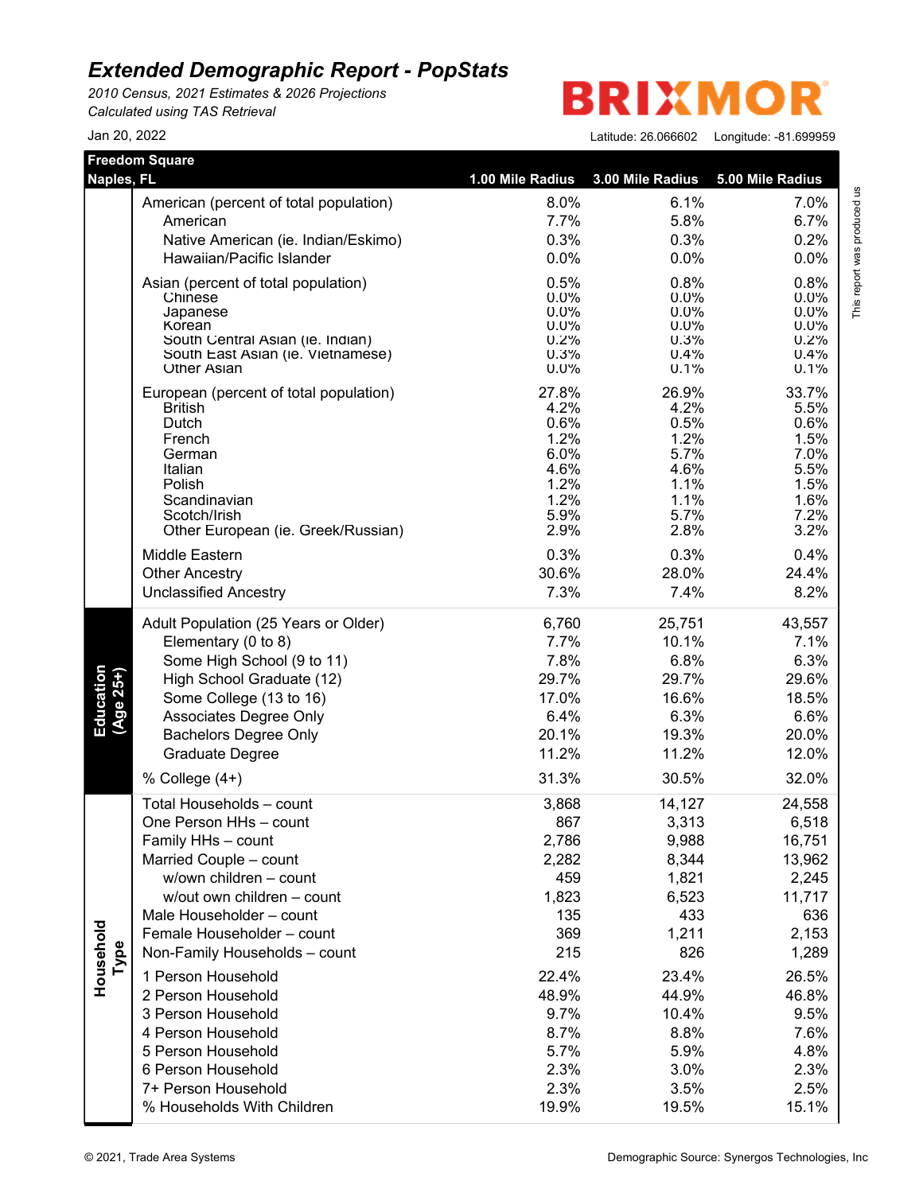# Extended Demographic Report - PopStats

*2010 Census, 2021 Estimates & 2026 Projections*
*Calculated using TAS Retrieval*

Jan 20, 2022

BRIXMOR

Latitude: 26.066602 Longitude: -81.699959

**Freedom Square**
**Naples, FL**

| | | 1.00 Mile Radius | 3.00 Mile Radius | 5.00 Mile Radius |
|---|---|---|---|---|
| | American (percent of total population) | 8.0% | 6.1% | 7.0% |
| | American | 7.7% | 5.8% | 6.7% |
| | Native American (ie. Indian/Eskimo) | 0.3% | 0.3% | 0.2% |
| | Hawaiian/Pacific Islander | 0.0% | 0.0% | 0.0% |
| | Asian (percent of total population) | 0.5% | 0.8% | 0.8% |
| | Chinese | 0.0% | 0.0% | 0.0% |
| | Japanese | 0.0% | 0.0% | 0.0% |
| | Korean | 0.0% | 0.0% | 0.0% |
| | South Central Asian (ie. Indian) | 0.2% | 0.3% | 0.2% |
| | South East Asian (ie. Vietnamese) | 0.3% | 0.4% | 0.4% |
| | Other Asian | 0.0% | 0.1% | 0.1% |
| | European (percent of total population) | 27.8% | 26.9% | 33.7% |
| | British | 4.2% | 4.2% | 5.5% |
| | Dutch | 0.6% | 0.5% | 0.6% |
| | French | 1.2% | 1.2% | 1.5% |
| | German | 6.0% | 5.7% | 7.0% |
| | Italian | 4.6% | 4.6% | 5.5% |
| | Polish | 1.2% | 1.1% | 1.5% |
| | Scandinavian | 1.2% | 1.1% | 1.6% |
| | Scotch/Irish | 5.9% | 5.7% | 7.2% |
| | Other European (ie. Greek/Russian) | 2.9% | 2.8% | 3.2% |
| | Middle Eastern | 0.3% | 0.3% | 0.4% |
| | Other Ancestry | 30.6% | 28.0% | 24.4% |
| | Unclassified Ancestry | 7.3% | 7.4% | 8.2% |
| **Education (Age 25+)** | Adult Population (25 Years or Older) | 6,760 | 25,751 | 43,557 |
| | Elementary (0 to 8) | 7.7% | 10.1% | 7.1% |
| | Some High School (9 to 11) | 7.8% | 6.8% | 6.3% |
| | High School Graduate (12) | 29.7% | 29.7% | 29.6% |
| | Some College (13 to 16) | 17.0% | 16.6% | 18.5% |
| | Associates Degree Only | 6.4% | 6.3% | 6.6% |
| | Bachelors Degree Only | 20.1% | 19.3% | 20.0% |
| | Graduate Degree | 11.2% | 11.2% | 12.0% |
| | % College (4+) | 31.3% | 30.5% | 32.0% |
| **Household Type** | Total Households – count | 3,868 | 14,127 | 24,558 |
| | One Person HHs – count | 867 | 3,313 | 6,518 |
| | Family HHs – count | 2,786 | 9,988 | 16,751 |
| | Married Couple – count | 2,282 | 8,344 | 13,962 |
| | w/own children – count | 459 | 1,821 | 2,245 |
| | w/out own children – count | 1,823 | 6,523 | 11,717 |
| | Male Householder – count | 135 | 433 | 636 |
| | Female Householder – count | 369 | 1,211 | 2,153 |
| | Non-Family Households – count | 215 | 826 | 1,289 |
| | 1 Person Household | 22.4% | 23.4% | 26.5% |
| | 2 Person Household | 48.9% | 44.9% | 46.8% |
| | 3 Person Household | 9.7% | 10.4% | 9.5% |
| | 4 Person Household | 8.7% | 8.8% | 7.6% |
| | 5 Person Household | 5.7% | 5.9% | 4.8% |
| | 6 Person Household | 2.3% | 3.0% | 2.3% |
| | 7+ Person Household | 2.3% | 3.5% | 2.5% |
| | % Households With Children | 19.9% | 19.5% | 15.1% |

This report was produced us

© 2021, Trade Area Systems

Demographic Source: Synergos Technologies, Inc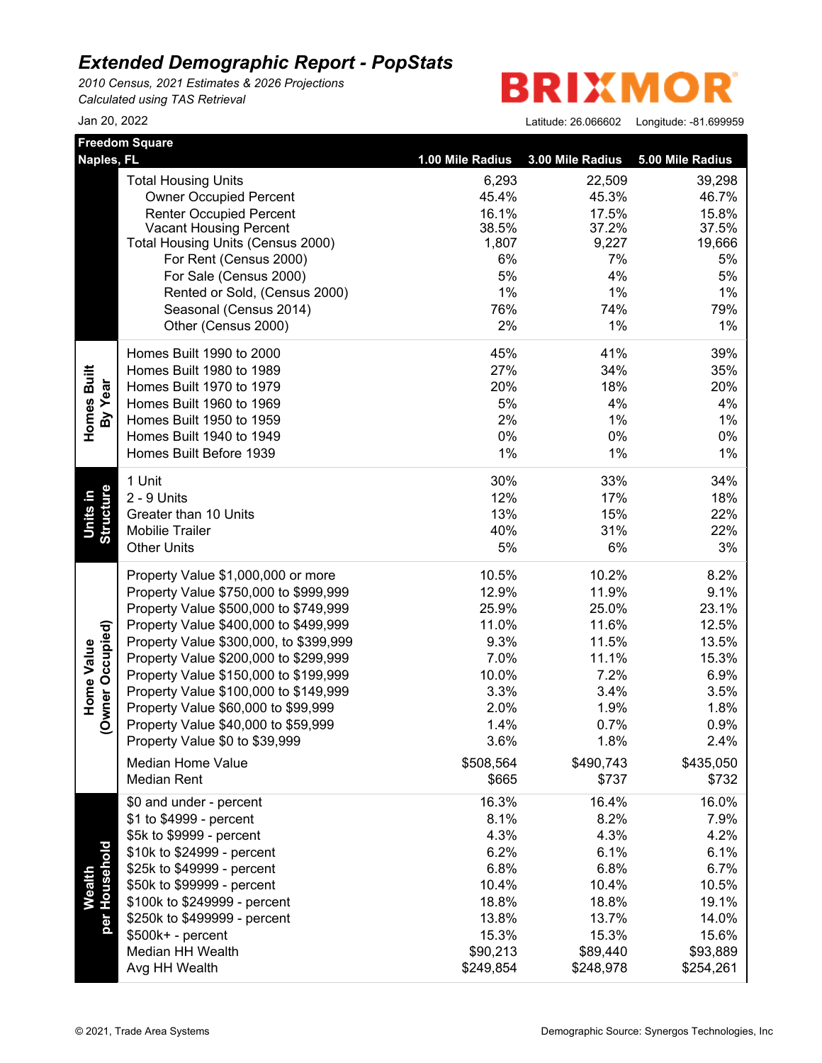# *Extended Demographic Report - PopStats*

*2010 Census, 2021 Estimates & 2026 Projections*
*Calculated using TAS Retrieval*

Jan 20, 2022

BRIXMOR

Latitude: 26.066602 Longitude: -81.699959

| Freedom Square Naples, FL | | 1.00 Mile Radius | 3.00 Mile Radius | 5.00 Mile Radius |
|---|---|---|---|---|
| | Total Housing Units | 6,293 | 22,509 | 39,298 |
| | Owner Occupied Percent | 45.4% | 45.3% | 46.7% |
| | Renter Occupied Percent | 16.1% | 17.5% | 15.8% |
| | Vacant Housing Percent | 38.5% | 37.2% | 37.5% |
| | Total Housing Units (Census 2000) | 1,807 | 9,227 | 19,666 |
| | For Rent (Census 2000) | 6% | 7% | 5% |
| | For Sale (Census 2000) | 5% | 4% | 5% |
| | Rented or Sold, (Census 2000) | 1% | 1% | 1% |
| | Seasonal (Census 2014) | 76% | 74% | 79% |
| | Other (Census 2000) | 2% | 1% | 1% |
| Homes Built By Year | Homes Built 1990 to 2000 | 45% | 41% | 39% |
| | Homes Built 1980 to 1989 | 27% | 34% | 35% |
| | Homes Built 1970 to 1979 | 20% | 18% | 20% |
| | Homes Built 1960 to 1969 | 5% | 4% | 4% |
| | Homes Built 1950 to 1959 | 2% | 1% | 1% |
| | Homes Built 1940 to 1949 | 0% | 0% | 0% |
| | Homes Built Before 1939 | 1% | 1% | 1% |
| Units in Structure | 1 Unit | 30% | 33% | 34% |
| | 2 - 9 Units | 12% | 17% | 18% |
| | Greater than 10 Units | 13% | 15% | 22% |
| | Mobile Trailer | 40% | 31% | 22% |
| | Other Units | 5% | 6% | 3% |
| Home Value (Owner Occupied) | Property Value $1,000,000 or more | 10.5% | 10.2% | 8.2% |
| | Property Value $750,000 to $999,999 | 12.9% | 11.9% | 9.1% |
| | Property Value $500,000 to $749,999 | 25.9% | 25.0% | 23.1% |
| | Property Value $400,000 to $499,999 | 11.0% | 11.6% | 12.5% |
| | Property Value $300,000, to $399,999 | 9.3% | 11.5% | 13.5% |
| | Property Value $200,000 to $299,999 | 7.0% | 11.1% | 15.3% |
| | Property Value $150,000 to $199,999 | 10.0% | 7.2% | 6.9% |
| | Property Value $100,000 to $149,999 | 3.3% | 3.4% | 3.5% |
| | Property Value $60,000 to $99,999 | 2.0% | 1.9% | 1.8% |
| | Property Value $40,000 to $59,999 | 1.4% | 0.7% | 0.9% |
| | Property Value $0 to $39,999 | 3.6% | 1.8% | 2.4% |
| | Median Home Value | $508,564 | $490,743 | $435,050 |
| | Median Rent | $665 | $737 | $732 |
| Wealth per Household | $0 and under - percent | 16.3% | 16.4% | 16.0% |
| | $1 to $4999 - percent | 8.1% | 8.2% | 7.9% |
| | $5k to $9999 - percent | 4.3% | 4.3% | 4.2% |
| | $10k to $24999 - percent | 6.2% | 6.1% | 6.1% |
| | $25k to $49999 - percent | 6.8% | 6.8% | 6.7% |
| | $50k to $99999 - percent | 10.4% | 10.4% | 10.5% |
| | $100k to $249999 - percent | 18.8% | 18.8% | 19.1% |
| | $250k to $499999 - percent | 13.8% | 13.7% | 14.0% |
| | $500k+ - percent | 15.3% | 15.3% | 15.6% |
| | Median HH Wealth | $90,213 | $89,440 | $93,889 |
| | Avg HH Wealth | $249,854 | $248,978 | $254,261 |

© 2021, Trade Area Systems

Demographic Source: Synergos Technologies, Inc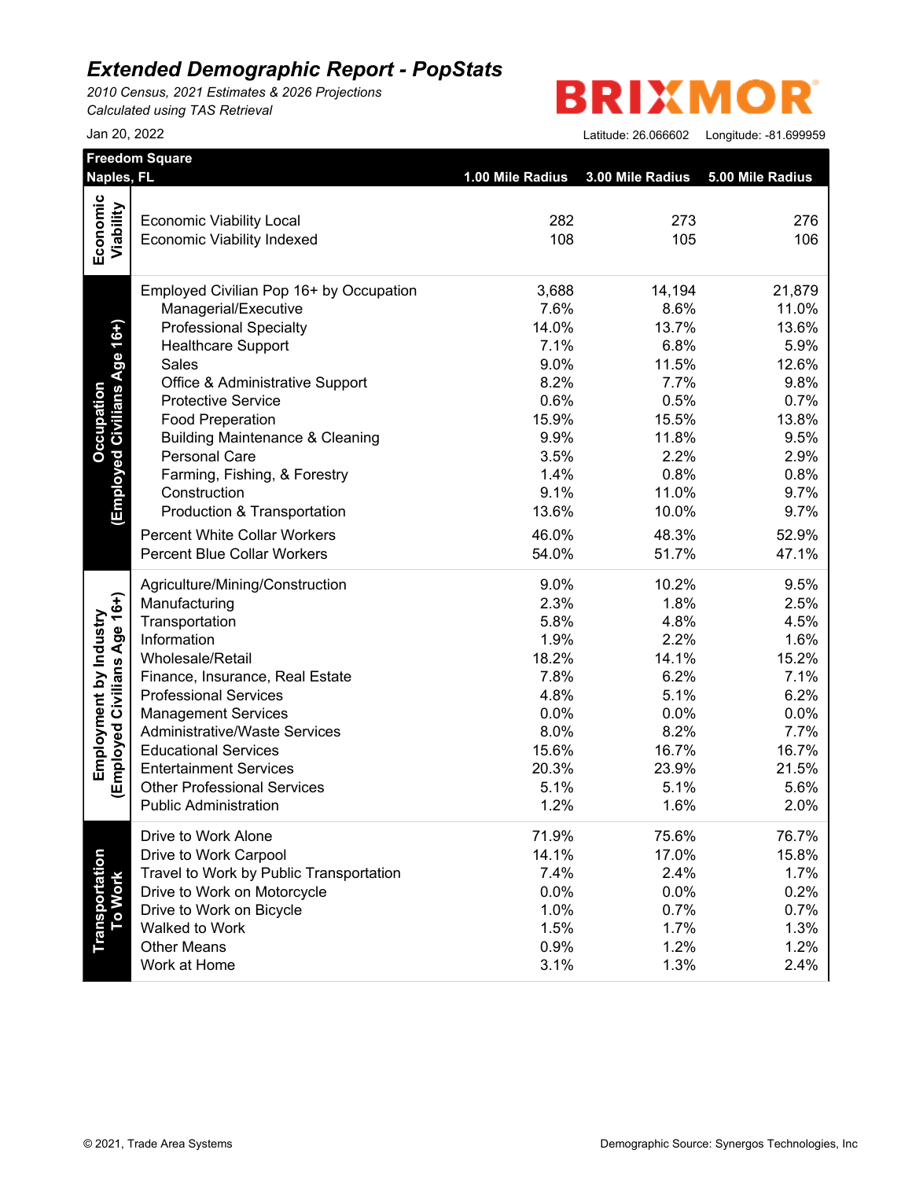# Extended Demographic Report - PopStats

*2010 Census, 2021 Estimates & 2026 Projections*
*Calculated using TAS Retrieval*

BRIXMOR

Jan 20, 2022

Latitude: 26.066602 Longitude: -81.699959

| Freedom Square Naples, FL | | 1.00 Mile Radius | 3.00 Mile Radius | 5.00 Mile Radius |
|---|---|---|---|---|
| Economic Viability | Economic Viability Local | 282 | 273 | 276 |
| | Economic Viability Indexed | 108 | 105 | 106 |
| Occupation (Employed Civilians Age 16+) | Employed Civilian Pop 16+ by Occupation | 3,688 | 14,194 | 21,879 |
| | Managerial/Executive | 7.6% | 8.6% | 11.0% |
| | Professional Specialty | 14.0% | 13.7% | 13.6% |
| | Healthcare Support | 7.1% | 6.8% | 5.9% |
| | Sales | 9.0% | 11.5% | 12.6% |
| | Office & Administrative Support | 8.2% | 7.7% | 9.8% |
| | Protective Service | 0.6% | 0.5% | 0.7% |
| | Food Preparation | 15.9% | 15.5% | 13.8% |
| | Building Maintenance & Cleaning | 9.9% | 11.8% | 9.5% |
| | Personal Care | 3.5% | 2.2% | 2.9% |
| | Farming, Fishing, & Forestry | 1.4% | 0.8% | 0.8% |
| | Construction | 9.1% | 11.0% | 9.7% |
| | Production & Transportation | 13.6% | 10.0% | 9.7% |
| | Percent White Collar Workers | 46.0% | 48.3% | 52.9% |
| | Percent Blue Collar Workers | 54.0% | 51.7% | 47.1% |
| Employment by Industry (Employed Civilians Age 16+) | Agriculture/Mining/Construction | 9.0% | 10.2% | 9.5% |
| | Manufacturing | 2.3% | 1.8% | 2.5% |
| | Transportation | 5.8% | 4.8% | 4.5% |
| | Information | 1.9% | 2.2% | 1.6% |
| | Wholesale/Retail | 18.2% | 14.1% | 15.2% |
| | Finance, Insurance, Real Estate | 7.8% | 6.2% | 7.1% |
| | Professional Services | 4.8% | 5.1% | 6.2% |
| | Management Services | 0.0% | 0.0% | 0.0% |
| | Administrative/Waste Services | 8.0% | 8.2% | 7.7% |
| | Educational Services | 15.6% | 16.7% | 16.7% |
| | Entertainment Services | 20.3% | 23.9% | 21.5% |
| | Other Professional Services | 5.1% | 5.1% | 5.6% |
| | Public Administration | 1.2% | 1.6% | 2.0% |
| Transportation To Work | Drive to Work Alone | 71.9% | 75.6% | 76.7% |
| | Drive to Work Carpool | 14.1% | 17.0% | 15.8% |
| | Travel to Work by Public Transportation | 7.4% | 2.4% | 1.7% |
| | Drive to Work on Motorcycle | 0.0% | 0.0% | 0.2% |
| | Drive to Work on Bicycle | 1.0% | 0.7% | 0.7% |
| | Walked to Work | 1.5% | 1.7% | 1.3% |
| | Other Means | 0.9% | 1.2% | 1.2% |
| | Work at Home | 3.1% | 1.3% | 2.4% |

© 2021, Trade Area Systems

Demographic Source: Synergos Technologies, Inc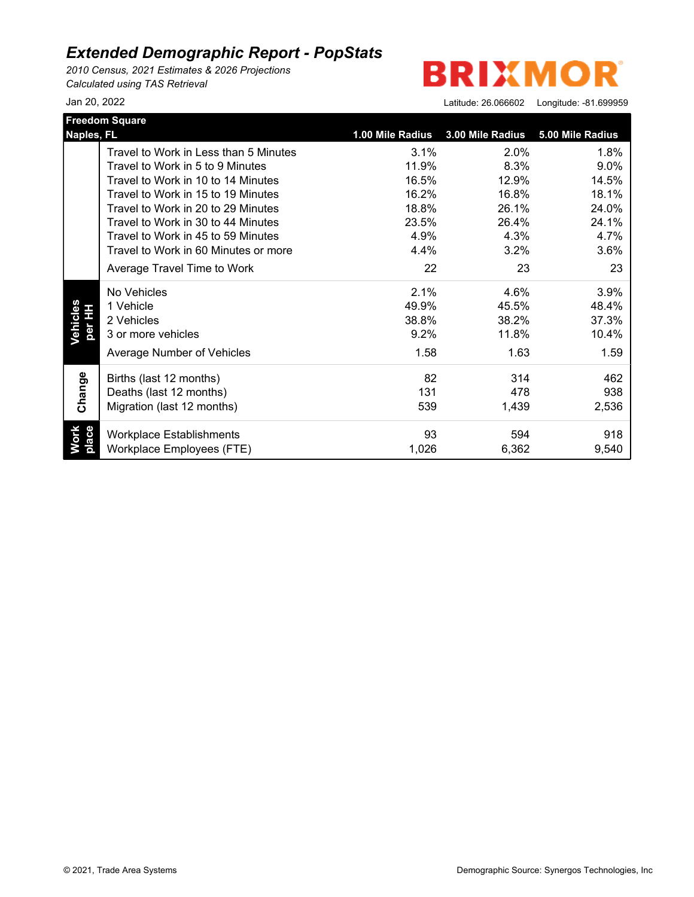# *Extended Demographic Report - PopStats*

*2010 Census, 2021 Estimates & 2026 Projections*
*Calculated using TAS Retrieval*

BRIXMOR

Jan 20, 2022

Latitude: 26.066602 Longitude: -81.699959

**Freedom Square**
**Naples, FL**

| | | 1.00 Mile Radius | 3.00 Mile Radius | 5.00 Mile Radius |
|---|---|---|---|---|
| | Travel to Work in Less than 5 Minutes | 3.1% | 2.0% | 1.8% |
| | Travel to Work in 5 to 9 Minutes | 11.9% | 8.3% | 9.0% |
| | Travel to Work in 10 to 14 Minutes | 16.5% | 12.9% | 14.5% |
| | Travel to Work in 15 to 19 Minutes | 16.2% | 16.8% | 18.1% |
| | Travel to Work in 20 to 29 Minutes | 18.8% | 26.1% | 24.0% |
| | Travel to Work in 30 to 44 Minutes | 23.5% | 26.4% | 24.1% |
| | Travel to Work in 45 to 59 Minutes | 4.9% | 4.3% | 4.7% |
| | Travel to Work in 60 Minutes or more | 4.4% | 3.2% | 3.6% |
| | Average Travel Time to Work | 22 | 23 | 23 |
| Vehicles per HH | No Vehicles | 2.1% | 4.6% | 3.9% |
| | 1 Vehicle | 49.9% | 45.5% | 48.4% |
| | 2 Vehicles | 38.8% | 38.2% | 37.3% |
| | 3 or more vehicles | 9.2% | 11.8% | 10.4% |
| | Average Number of Vehicles | 1.58 | 1.63 | 1.59 |
| Change | Births (last 12 months) | 82 | 314 | 462 |
| | Deaths (last 12 months) | 131 | 478 | 938 |
| | Migration (last 12 months) | 539 | 1,439 | 2,536 |
| Work place | Workplace Establishments | 93 | 594 | 918 |
| | Workplace Employees (FTE) | 1,026 | 6,362 | 9,540 |

© 2021, Trade Area Systems

Demographic Source: Synergos Technologies, Inc